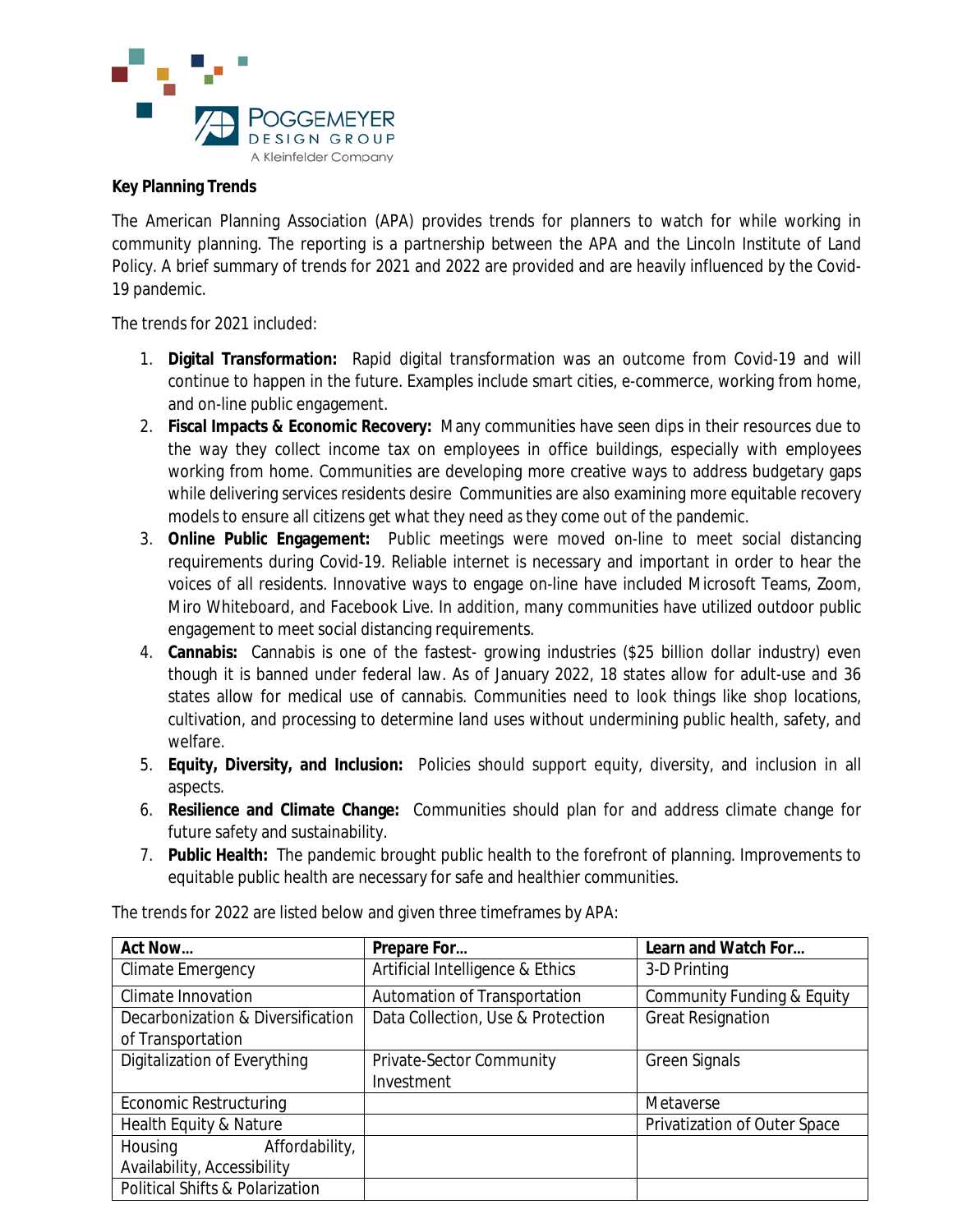**Key Planning Trends**

The American Planning Association (APA) provides trends for planners to watch for while working in community planning. The reporting is a partnership between the APA and the Lincoln Institute of Land Policy. A brief summary of trends for 2021 and 2022 are provided and are heavily influenced by the Covid-19 pandemic.

The trends for 2021 included:

1. **Digital Transformation:** Rapid digital transformation was an outcome from Covid-19 and will continue to happen in the future. Examples include smart cities, e-commerce, working from home, and on-line public engagement.
2. **Fiscal Impacts & Economic Recovery:** Many communities have seen dips in their resources due to the way they collect income tax on employees in office buildings, especially with employees working from home. Communities are developing more creative ways to address budgetary gaps while delivering services residents desire Communities are also examining more equitable recovery models to ensure all citizens get what they need as they come out of the pandemic.
3. **Online Public Engagement:** Public meetings were moved on-line to meet social distancing requirements during Covid-19. Reliable internet is necessary and important in order to hear the voices of all residents. Innovative ways to engage on-line have included Microsoft Teams, Zoom, Miro Whiteboard, and Facebook Live. In addition, many communities have utilized outdoor public engagement to meet social distancing requirements.
4. **Cannabis:** Cannabis is one of the fastest- growing industries ($25 billion dollar industry) even though it is banned under federal law. As of January 2022, 18 states allow for adult-use and 36 states allow for medical use of cannabis. Communities need to look things like shop locations, cultivation, and processing to determine land uses without undermining public health, safety, and welfare.
5. **Equity, Diversity, and Inclusion:** Policies should support equity, diversity, and inclusion in all aspects.
6. **Resilience and Climate Change:** Communities should plan for and address climate change for future safety and sustainability.
7. **Public Health:** The pandemic brought public health to the forefront of planning. Improvements to equitable public health are necessary for safe and healthier communities.

The trends for 2022 are listed below and given three timeframes by APA:

| Act Now… | Prepare For… | Learn and Watch For… |
|---|---|---|
| Climate Emergency | Artificial Intelligence & Ethics | 3-D Printing |
| Climate Innovation | Automation of Transportation | Community Funding & Equity |
| Decarbonization & Diversification of Transportation | Data Collection, Use & Protection | Great Resignation |
| Digitalization of Everything | Private-Sector Community Investment | Green Signals |
| Economic Restructuring | | Metaverse |
| Health Equity & Nature | | Privatization of Outer Space |
| Housing Affordability, Availability, Accessibility | | |
| Political Shifts & Polarization | | |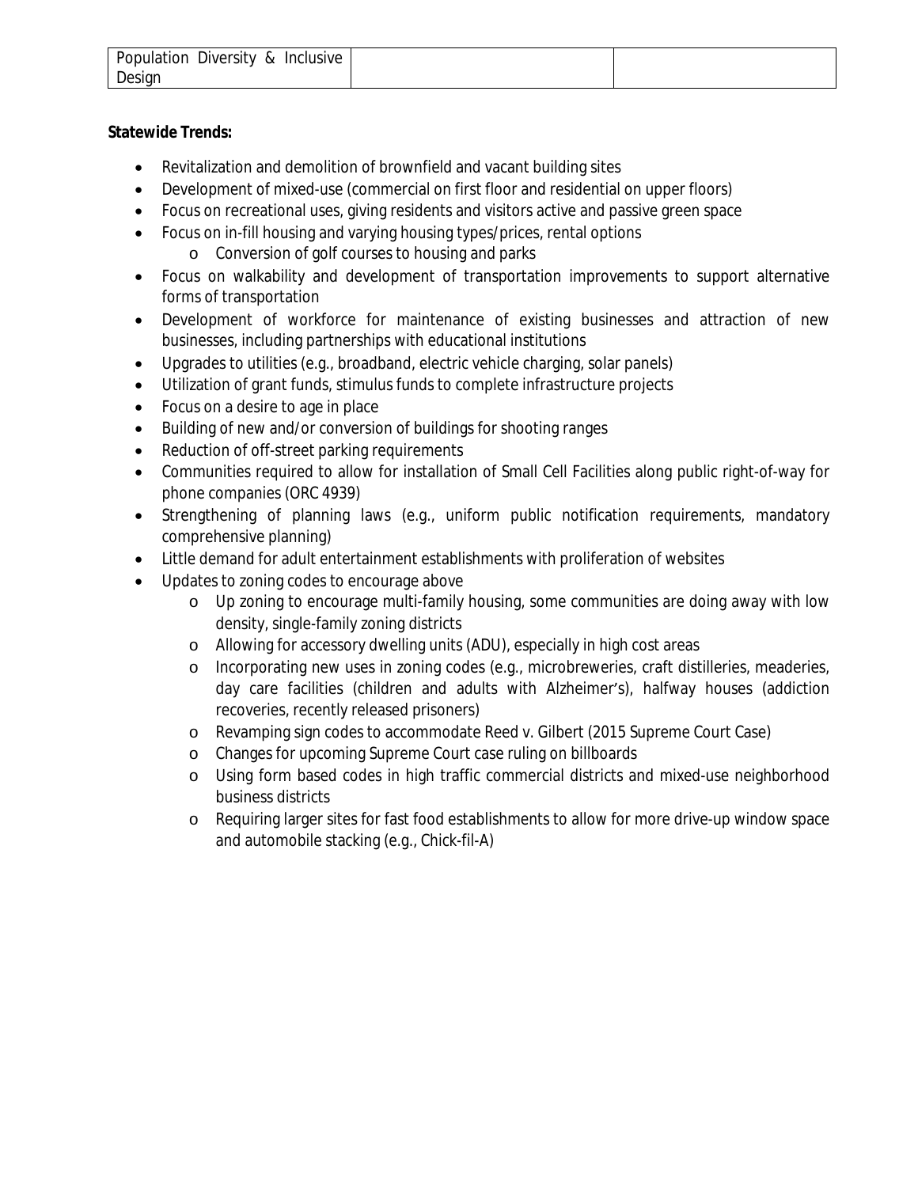| Population Diversity & Inclusive Design | | |
|---|---|---|

**Statewide Trends:**

- Revitalization and demolition of brownfield and vacant building sites
- Development of mixed-use (commercial on first floor and residential on upper floors)
- Focus on recreational uses, giving residents and visitors active and passive green space
- Focus on in-fill housing and varying housing types/prices, rental options
    - Conversion of golf courses to housing and parks
- Focus on walkability and development of transportation improvements to support alternative forms of transportation
- Development of workforce for maintenance of existing businesses and attraction of new businesses, including partnerships with educational institutions
- Upgrades to utilities (e.g., broadband, electric vehicle charging, solar panels)
- Utilization of grant funds, stimulus funds to complete infrastructure projects
- Focus on a desire to age in place
- Building of new and/or conversion of buildings for shooting ranges
- Reduction of off-street parking requirements
- Communities required to allow for installation of Small Cell Facilities along public right-of-way for phone companies (ORC 4939)
- Strengthening of planning laws (e.g., uniform public notification requirements, mandatory comprehensive planning)
- Little demand for adult entertainment establishments with proliferation of websites
- Updates to zoning codes to encourage above
    - Up zoning to encourage multi-family housing, some communities are doing away with low density, single-family zoning districts
    - Allowing for accessory dwelling units (ADU), especially in high cost areas
    - Incorporating new uses in zoning codes (e.g., microbreweries, craft distilleries, meaderies, day care facilities (children and adults with Alzheimer's), halfway houses (addiction recoveries, recently released prisoners)
    - Revamping sign codes to accommodate Reed v. Gilbert (2015 Supreme Court Case)
    - Changes for upcoming Supreme Court case ruling on billboards
    - Using form based codes in high traffic commercial districts and mixed-use neighborhood business districts
    - Requiring larger sites for fast food establishments to allow for more drive-up window space and automobile stacking (e.g., Chick-fil-A)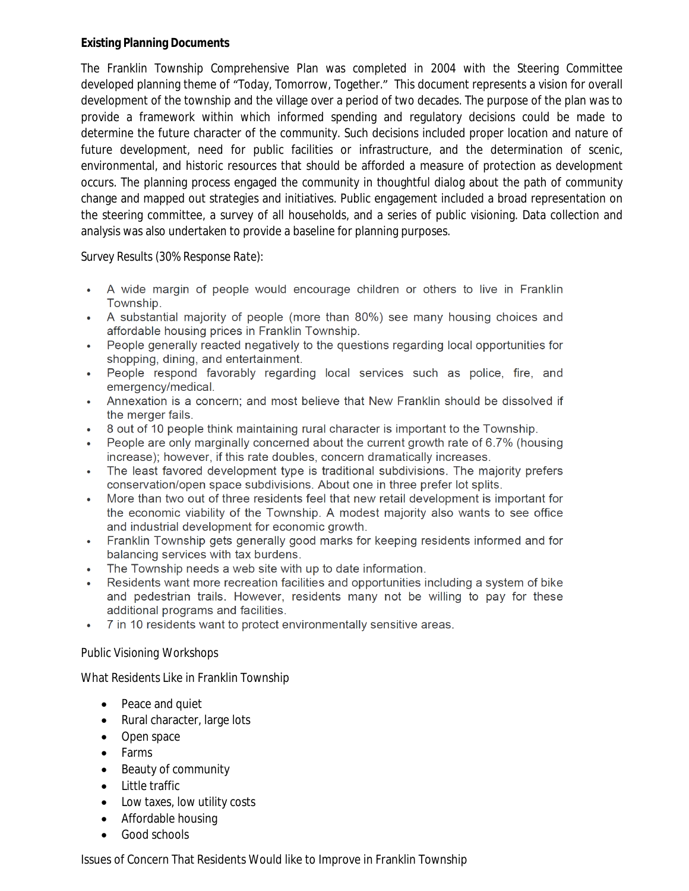**Existing Planning Documents**

The Franklin Township Comprehensive Plan was completed in 2004 with the Steering Committee developed planning theme of "Today, Tomorrow, Together." This document represents a vision for overall development of the township and the village over a period of two decades. The purpose of the plan was to provide a framework within which informed spending and regulatory decisions could be made to determine the future character of the community. Such decisions included proper location and nature of future development, need for public facilities or infrastructure, and the determination of scenic, environmental, and historic resources that should be afforded a measure of protection as development occurs. The planning process engaged the community in thoughtful dialog about the path of community change and mapped out strategies and initiatives. Public engagement included a broad representation on the steering committee, a survey of all households, and a series of public visioning. Data collection and analysis was also undertaken to provide a baseline for planning purposes.

Survey Results (30% Response Rate):

- A wide margin of people would encourage children or others to live in Franklin Township.
- A substantial majority of people (more than 80%) see many housing choices and affordable housing prices in Franklin Township.
- People generally reacted negatively to the questions regarding local opportunities for shopping, dining, and entertainment.
- People respond favorably regarding local services such as police, fire, and emergency/medical.
- Annexation is a concern; and most believe that New Franklin should be dissolved if the merger fails.
- 8 out of 10 people think maintaining rural character is important to the Township.
- People are only marginally concerned about the current growth rate of 6.7% (housing increase); however, if this rate doubles, concern dramatically increases.
- The least favored development type is traditional subdivisions. The majority prefers conservation/open space subdivisions. About one in three prefer lot splits.
- More than two out of three residents feel that new retail development is important for the economic viability of the Township. A modest majority also wants to see office and industrial development for economic growth.
- Franklin Township gets generally good marks for keeping residents informed and for balancing services with tax burdens.
- The Township needs a web site with up to date information.
- Residents want more recreation facilities and opportunities including a system of bike and pedestrian trails. However, residents many not be willing to pay for these additional programs and facilities.
- 7 in 10 residents want to protect environmentally sensitive areas.

Public Visioning Workshops

What Residents Like in Franklin Township

- Peace and quiet
- Rural character, large lots
- Open space
- Farms
- Beauty of community
- Little traffic
- Low taxes, low utility costs
- Affordable housing
- Good schools

Issues of Concern That Residents Would like to Improve in Franklin Township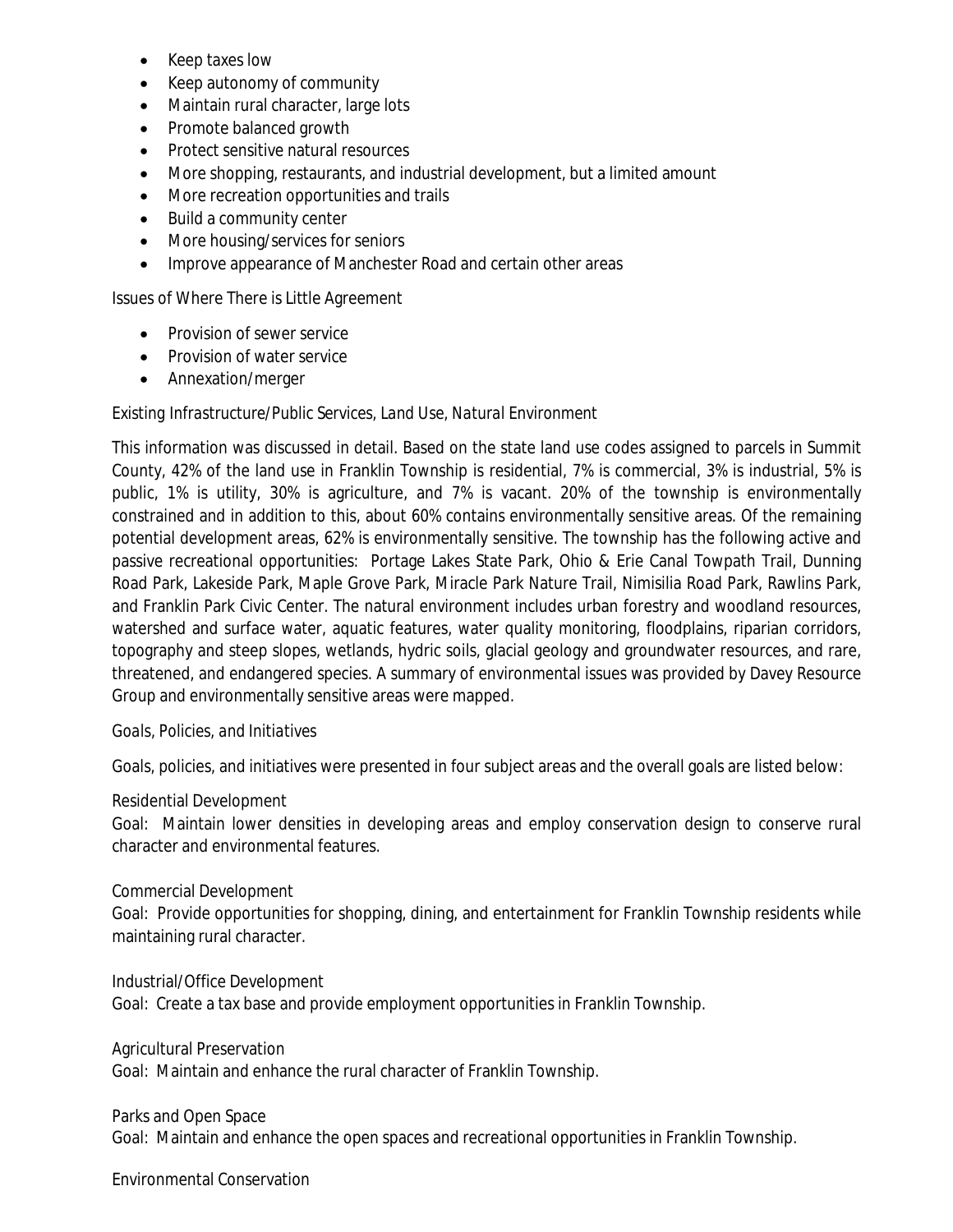- Keep taxes low
- Keep autonomy of community
- Maintain rural character, large lots
- Promote balanced growth
- Protect sensitive natural resources
- More shopping, restaurants, and industrial development, but a limited amount
- More recreation opportunities and trails
- Build a community center
- More housing/services for seniors
- Improve appearance of Manchester Road and certain other areas

Issues of Where There is Little Agreement

- Provision of sewer service
- Provision of water service
- Annexation/merger

*Existing Infrastructure/Public Services, Land Use, Natural Environment*

This information was discussed in detail. Based on the state land use codes assigned to parcels in Summit County, 42% of the land use in Franklin Township is residential, 7% is commercial, 3% is industrial, 5% is public, 1% is utility, 30% is agriculture, and 7% is vacant. 20% of the township is environmentally constrained and in addition to this, about 60% contains environmentally sensitive areas. Of the remaining potential development areas, 62% is environmentally sensitive. The township has the following active and passive recreational opportunities: Portage Lakes State Park, Ohio & Erie Canal Towpath Trail, Dunning Road Park, Lakeside Park, Maple Grove Park, Miracle Park Nature Trail, Nimisilia Road Park, Rawlins Park, and Franklin Park Civic Center. The natural environment includes urban forestry and woodland resources, watershed and surface water, aquatic features, water quality monitoring, floodplains, riparian corridors, topography and steep slopes, wetlands, hydric soils, glacial geology and groundwater resources, and rare, threatened, and endangered species. A summary of environmental issues was provided by Davey Resource Group and environmentally sensitive areas were mapped.

*Goals, Policies, and Initiatives*

Goals, policies, and initiatives were presented in four subject areas and the overall goals are listed below:

Residential Development
Goal: Maintain lower densities in developing areas and employ conservation design to conserve rural character and environmental features.

Commercial Development
Goal: Provide opportunities for shopping, dining, and entertainment for Franklin Township residents while maintaining rural character.

Industrial/Office Development
Goal: Create a tax base and provide employment opportunities in Franklin Township.

Agricultural Preservation
Goal: Maintain and enhance the rural character of Franklin Township.

Parks and Open Space
Goal: Maintain and enhance the open spaces and recreational opportunities in Franklin Township.

Environmental Conservation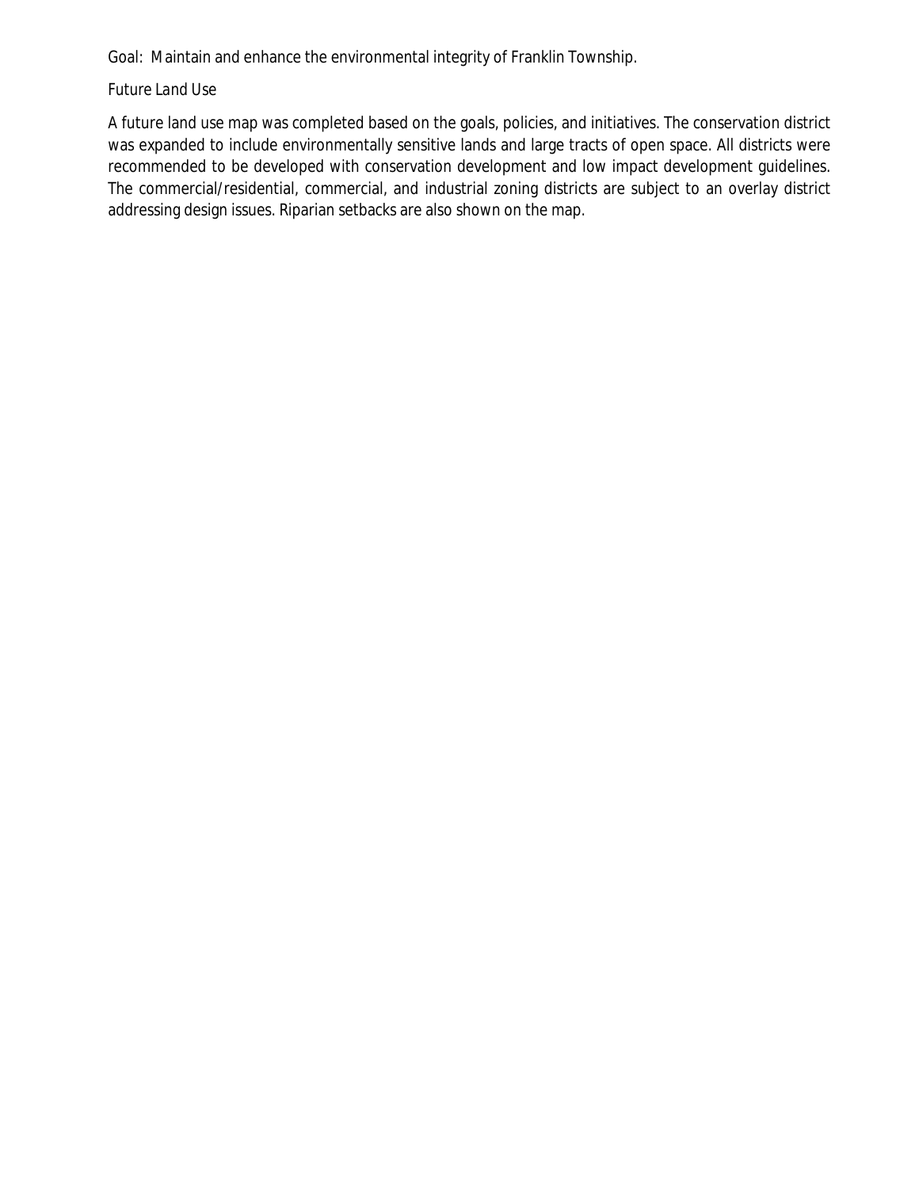Goal: Maintain and enhance the environmental integrity of Franklin Township.

Future Land Use

A future land use map was completed based on the goals, policies, and initiatives. The conservation district was expanded to include environmentally sensitive lands and large tracts of open space. All districts were recommended to be developed with conservation development and low impact development guidelines. The commercial/residential, commercial, and industrial zoning districts are subject to an overlay district addressing design issues. Riparian setbacks are also shown on the map.